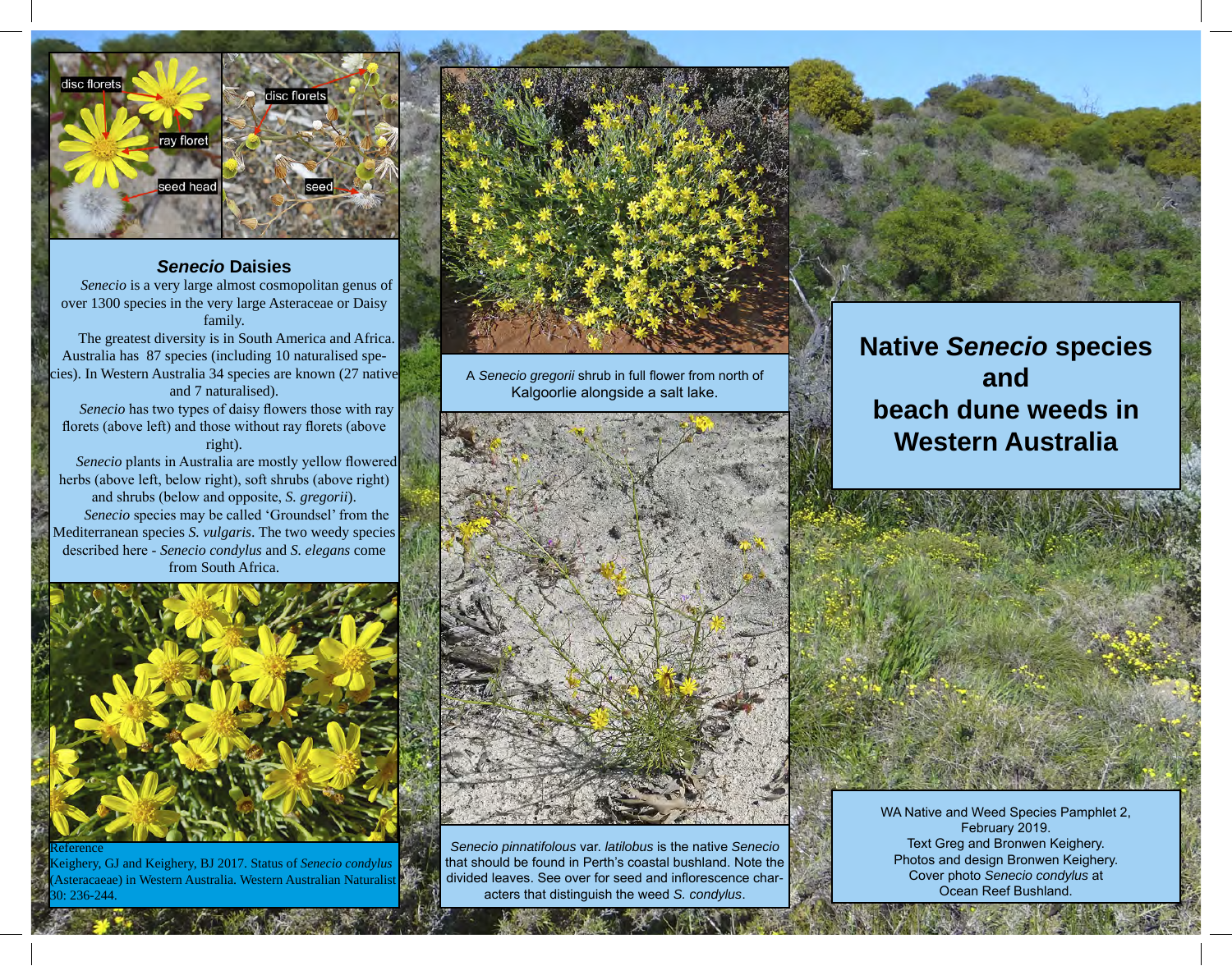## *Senecio* Daisies

*Senecio* is a very large almost cosmopolitan genus of over 1300 species in the very large Asteraceae or Daisy family.

The greatest diversity is in South America and Africa. Australia has 87 species (including 10 naturalised species). In Western Australia 34 species are known (27 native and 7 naturalised).

*Senecio* has two types of daisy flowers those with ray florets (above left) and those without ray florets (above right).

*Senecio* plants in Australia are mostly yellow flowered herbs (above left, below right), soft shrubs (above right) and shrubs (below and opposite, *S. gregorii*).

*Senecio* species may be called 'Groundsel' from the Mediterranean species *S. vulgaris*. The two weedy species described here - *Senecio condylus* and *S. elegans* come from South Africa.

Reference

Keighery, GJ and Keighery, BJ 2017. Status of *Senecio condylus* (Asteracaeae) in Western Australia. Western Australian Naturalist 30: 236-244.

A *Senecio gregorii* shrub in full flower from north of Kalgoorlie alongside a salt lake.

*Senecio pinnatifolous* var. *latilobus* is the native *Senecio* that should be found in Perth's coastal bushland. Note the divided leaves. See over for seed and inflorescence characters that distinguish the weed *S. condylus*.

# Native *Senecio* species and beach dune weeds in Western Australia

WA Native and Weed Species Pamphlet 2,
February 2019.
Text Greg and Bronwen Keighery.
Photos and design Bronwen Keighery.
Cover photo *Senecio condylus* at Ocean Reef Bushland.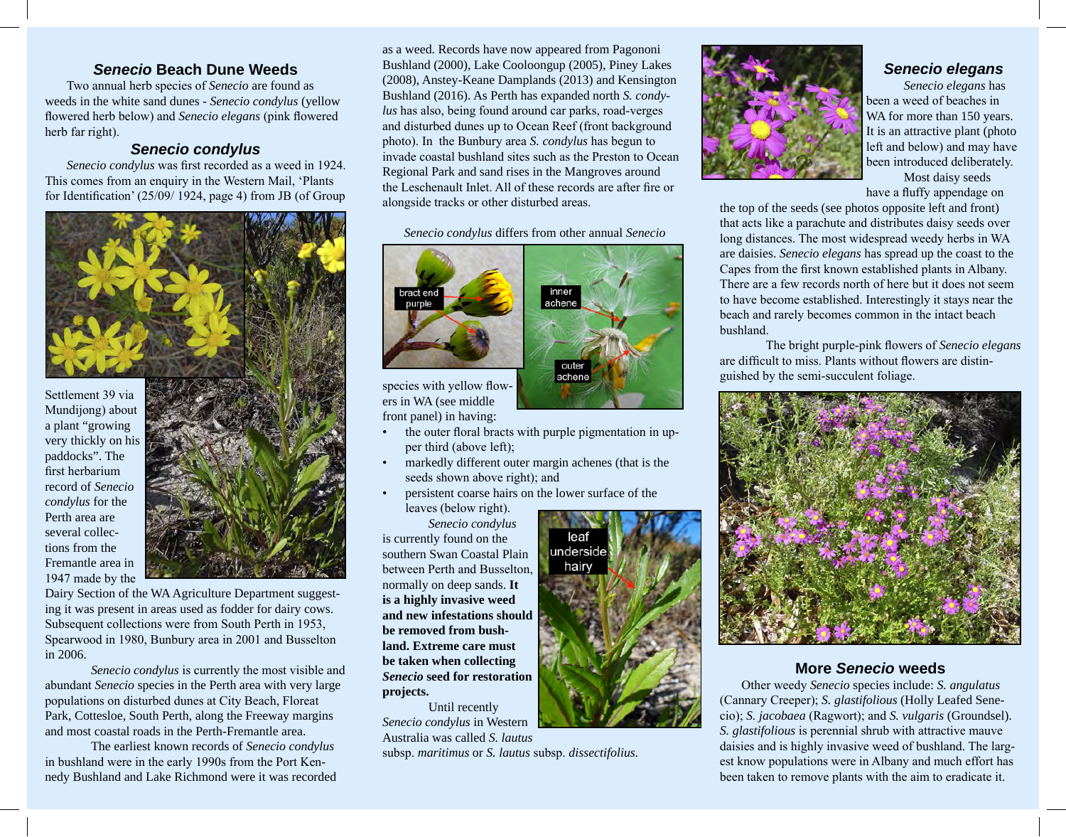## *Senecio* Beach Dune Weeds

Two annual herb species of *Senecio* are found as weeds in the white sand dunes - *Senecio condylus* (yellow flowered herb below) and *Senecio elegans* (pink flowered herb far right).

### *Senecio condylus*

*Senecio condylus* was first recorded as a weed in 1924. This comes from an enquiry in the Western Mail, 'Plants for Identification' (25/09/ 1924, page 4) from JB (of Group Settlement 39 via Mundijong) about a plant "growing very thickly on his paddocks". The first herbarium record of *Senecio condylus* for the Perth area are several collections from the Fremantle area in 1947 made by the Dairy Section of the WA Agriculture Department suggesting it was present in areas used as fodder for dairy cows. Subsequent collections were from South Perth in 1953, Spearwood in 1980, Bunbury area in 2001 and Busselton in 2006.

*Senecio condylus* is currently the most visible and abundant *Senecio* species in the Perth area with very large populations on disturbed dunes at City Beach, Floreat Park, Cottesloe, South Perth, along the Freeway margins and most coastal roads in the Perth-Fremantle area.

The earliest known records of *Senecio condylus* in bushland were in the early 1990s from the Port Kennedy Bushland and Lake Richmond were it was recorded as a weed. Records have now appeared from Pagononi Bushland (2000), Lake Cooloongup (2005), Piney Lakes (2008), Anstey-Keane Damplands (2013) and Kensington Bushland (2016). As Perth has expanded north *S. condylus* has also, being found around car parks, road-verges and disturbed dunes up to Ocean Reef (front background photo). In the Bunbury area *S. condylus* has begun to invade coastal bushland sites such as the Preston to Ocean Regional Park and sand rises in the Mangroves around the Leschenault Inlet. All of these records are after fire or alongside tracks or other disturbed areas.

*Senecio condylus* differs from other annual *Senecio* species with yellow flowers in WA (see middle front panel) in having:

bract end purple

inner achene

outer achene

- the outer floral bracts with purple pigmentation in upper third (above left);
- markedly different outer margin achenes (that is the seeds shown above right); and
- persistent coarse hairs on the lower surface of the leaves (below right).

leaf underside hairy

*Senecio condylus* is currently found on the southern Swan Coastal Plain between Perth and Busselton, normally on deep sands. **It is a highly invasive weed and new infestations should be removed from bushland. Extreme care must be taken when collecting *Senecio* seed for restoration projects.**

Until recently *Senecio condylus* in Western Australia was called *S. lautus* subsp. *maritimus* or *S. lautus* subsp. *dissectifolius.*

### *Senecio elegans*

*Senecio elegans* has been a weed of beaches in WA for more than 150 years. It is an attractive plant (photo left and below) and may have been introduced deliberately.

Most daisy seeds have a fluffy appendage on the top of the seeds (see photos opposite left and front) that acts like a parachute and distributes daisy seeds over long distances. The most widespread weedy herbs in WA are daisies. *Senecio elegans* has spread up the coast to the Capes from the first known established plants in Albany. There are a few records north of here but it does not seem to have become established. Interestingly it stays near the beach and rarely becomes common in the intact beach bushland.

The bright purple-pink flowers of *Senecio elegans* are difficult to miss. Plants without flowers are distinguished by the semi-succulent foliage.

### More *Senecio* weeds

Other weedy *Senecio* species include: *S. angulatus* (Cannary Creeper); *S. glastifolious* (Holly Leafed Senecio); *S. jacobaea* (Ragwort); and *S. vulgaris* (Groundsel). *S. glastifolious* is perennial shrub with attractive mauve daisies and is highly invasive weed of bushland. The largest know populations were in Albany and much effort has been taken to remove plants with the aim to eradicate it.